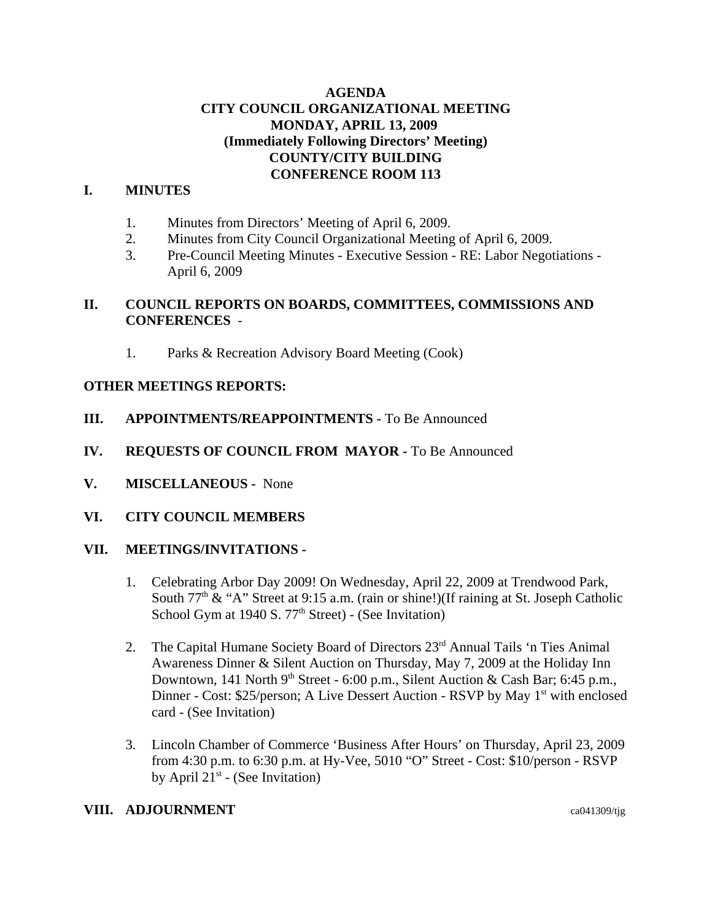# AGENDA
# CITY COUNCIL ORGANIZATIONAL MEETING
# MONDAY, APRIL 13, 2009
# (Immediately Following Directors' Meeting)
# COUNTY/CITY BUILDING
# CONFERENCE ROOM 113

## I. MINUTES

1. Minutes from Directors' Meeting of April 6, 2009.
2. Minutes from City Council Organizational Meeting of April 6, 2009.
3. Pre-Council Meeting Minutes - Executive Session - RE: Labor Negotiations - April 6, 2009

## II. COUNCIL REPORTS ON BOARDS, COMMITTEES, COMMISSIONS AND CONFERENCES -

1. Parks & Recreation Advisory Board Meeting (Cook)

**OTHER MEETINGS REPORTS:**

## III. APPOINTMENTS/REAPPOINTMENTS - To Be Announced

## IV. REQUESTS OF COUNCIL FROM MAYOR - To Be Announced

## V. MISCELLANEOUS - None

## VI. CITY COUNCIL MEMBERS

## VII. MEETINGS/INVITATIONS -

1. Celebrating Arbor Day 2009! On Wednesday, April 22, 2009 at Trendwood Park, South 77th & "A" Street at 9:15 a.m. (rain or shine!)(If raining at St. Joseph Catholic School Gym at 1940 S. 77th Street) - (See Invitation)

2. The Capital Humane Society Board of Directors 23rd Annual Tails 'n Ties Animal Awareness Dinner & Silent Auction on Thursday, May 7, 2009 at the Holiday Inn Downtown, 141 North 9th Street - 6:00 p.m., Silent Auction & Cash Bar; 6:45 p.m., Dinner - Cost: $25/person; A Live Dessert Auction - RSVP by May 1st with enclosed card - (See Invitation)

3. Lincoln Chamber of Commerce 'Business After Hours' on Thursday, April 23, 2009 from 4:30 p.m. to 6:30 p.m. at Hy-Vee, 5010 "O" Street - Cost: $10/person - RSVP by April 21st - (See Invitation)

## VIII. ADJOURNMENT

ca041309/tjg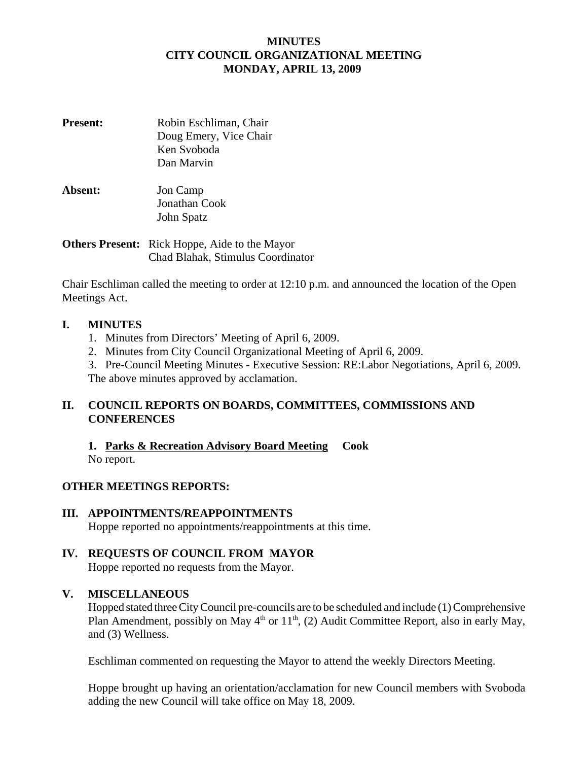**MINUTES**
**CITY COUNCIL ORGANIZATIONAL MEETING**
**MONDAY, APRIL 13, 2009**

**Present:** Robin Eschliman, Chair
Doug Emery, Vice Chair
Ken Svoboda
Dan Marvin

**Absent:** Jon Camp
Jonathan Cook
John Spatz

**Others Present:** Rick Hoppe, Aide to the Mayor
Chad Blahak, Stimulus Coordinator

Chair Eschliman called the meeting to order at 12:10 p.m. and announced the location of the Open Meetings Act.

## I. MINUTES

1. Minutes from Directors' Meeting of April 6, 2009.
2. Minutes from City Council Organizational Meeting of April 6, 2009.
3. Pre-Council Meeting Minutes - Executive Session: RE:Labor Negotiations, April 6, 2009.

The above minutes approved by acclamation.

## II. COUNCIL REPORTS ON BOARDS, COMMITTEES, COMMISSIONS AND CONFERENCES

**1. Parks & Recreation Advisory Board Meeting Cook**
No report.

## OTHER MEETINGS REPORTS:

## III. APPOINTMENTS/REAPPOINTMENTS

Hoppe reported no appointments/reappointments at this time.

## IV. REQUESTS OF COUNCIL FROM MAYOR

Hoppe reported no requests from the Mayor.

## V. MISCELLANEOUS

Hopped stated three City Council pre-councils are to be scheduled and include (1) Comprehensive Plan Amendment, possibly on May 4th or 11th, (2) Audit Committee Report, also in early May, and (3) Wellness.

Eschliman commented on requesting the Mayor to attend the weekly Directors Meeting.

Hoppe brought up having an orientation/acclamation for new Council members with Svoboda adding the new Council will take office on May 18, 2009.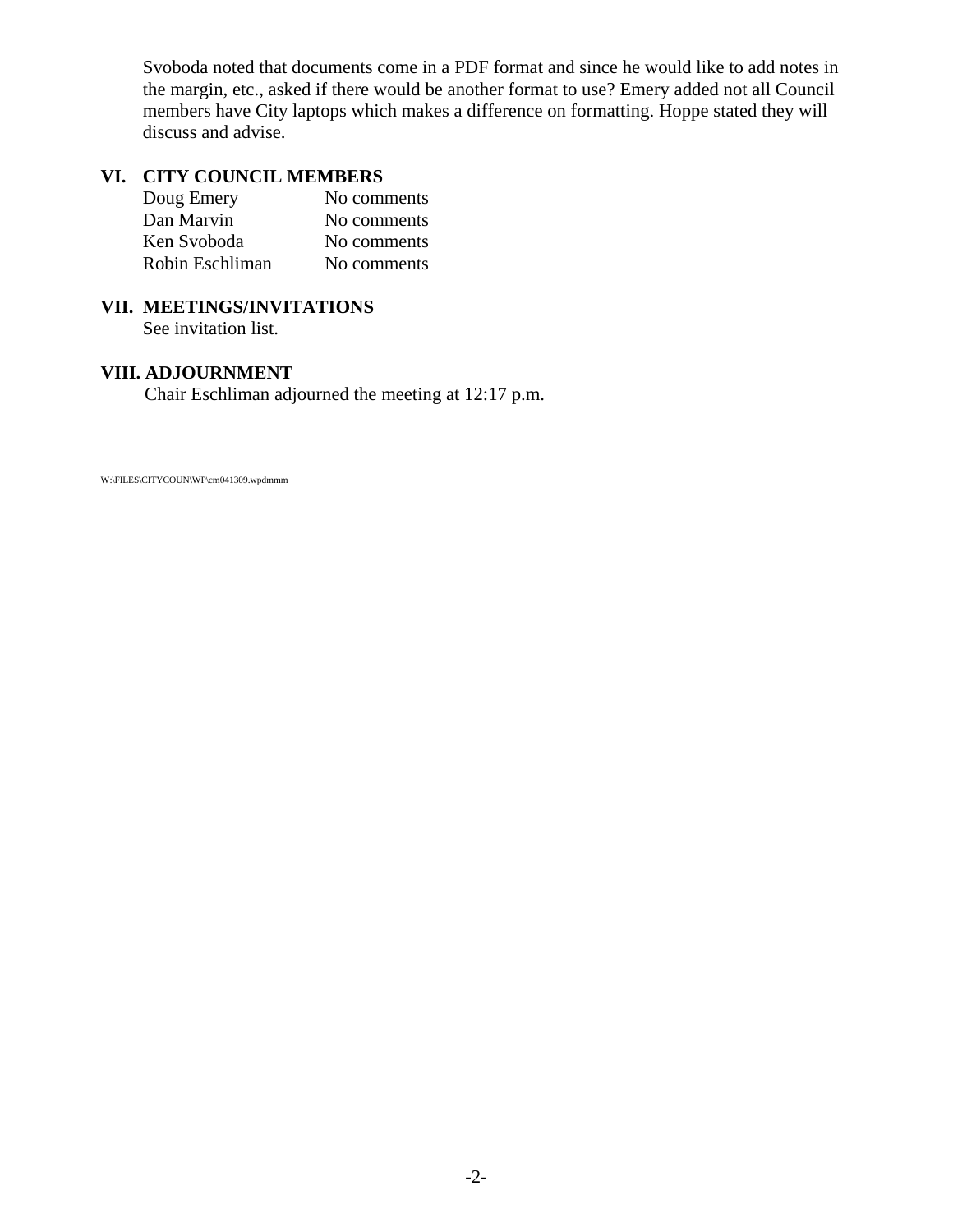Svoboda noted that documents come in a PDF format and since he would like to add notes in the margin, etc., asked if there would be another format to use? Emery added not all Council members have City laptops which makes a difference on formatting. Hoppe stated they will discuss and advise.

## VI. CITY COUNCIL MEMBERS

| | |
|---|---|
| Doug Emery | No comments |
| Dan Marvin | No comments |
| Ken Svoboda | No comments |
| Robin Eschliman | No comments |

## VII. MEETINGS/INVITATIONS

See invitation list.

## VIII. ADJOURNMENT

Chair Eschliman adjourned the meeting at 12:17 p.m.

W:\FILES\CITYCOUN\WP\cm041309.wpdmmm